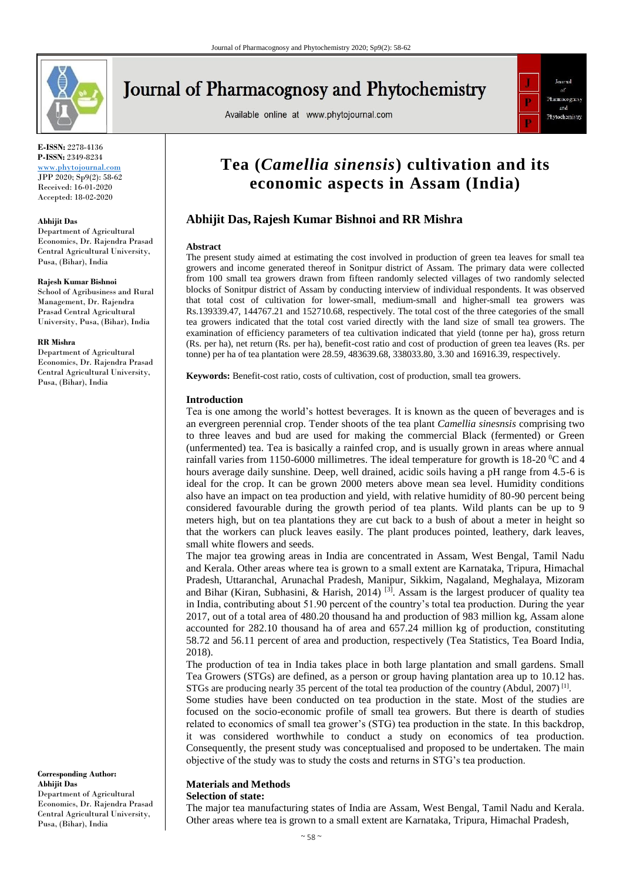E-ISSN: 2278-4136
P-ISSN: 2349-8234
www.phytojournal.com
JPP 2020; Sp9(2): 58-62
Received: 16-01-2020
Accepted: 18-02-2020

**Abhijit Das**
Department of Agricultural Economics, Dr. Rajendra Prasad Central Agricultural University, Pusa, (Bihar), India

**Rajesh Kumar Bishnoi**
School of Agribusiness and Rural Management, Dr. Rajendra Prasad Central Agricultural University, Pusa, (Bihar), India

**RR Mishra**
Department of Agricultural Economics, Dr. Rajendra Prasad Central Agricultural University, Pusa, (Bihar), India

**Corresponding Author:**
**Abhijit Das**
Department of Agricultural Economics, Dr. Rajendra Prasad Central Agricultural University, Pusa, (Bihar), India

# Tea (*Camellia sinensis*) cultivation and its economic aspects in Assam (India)

**Abhijit Das, Rajesh Kumar Bishnoi and RR Mishra**

## Abstract

The present study aimed at estimating the cost involved in production of green tea leaves for small tea growers and income generated thereof in Sonitpur district of Assam. The primary data were collected from 100 small tea growers drawn from fifteen randomly selected villages of two randomly selected blocks of Sonitpur district of Assam by conducting interview of individual respondents. It was observed that total cost of cultivation for lower-small, medium-small and higher-small tea growers was Rs.139339.47, 144767.21 and 172710.68, respectively. The total cost of the three categories of the small tea growers indicated that the total cost varied directly with the land size of small tea growers. The examination of efficiency parameters of tea cultivation indicated that yield (tonne per ha), gross return (Rs. per ha), net return (Rs. per ha), benefit-cost ratio and cost of production of green tea leaves (Rs. per tonne) per ha of tea plantation were 28.59, 483639.68, 338033.80, 3.30 and 16916.39, respectively.

**Keywords:** Benefit-cost ratio, costs of cultivation, cost of production, small tea growers.

## Introduction

Tea is one among the world's hottest beverages. It is known as the queen of beverages and is an evergreen perennial crop. Tender shoots of the tea plant *Camellia sinesnsis* comprising two to three leaves and bud are used for making the commercial Black (fermented) or Green (unfermented) tea. Tea is basically a rainfed crop, and is usually grown in areas where annual rainfall varies from 1150-6000 millimetres. The ideal temperature for growth is 18-20 $^{0}$C and 4 hours average daily sunshine. Deep, well drained, acidic soils having a pH range from 4.5-6 is ideal for the crop. It can be grown 2000 meters above mean sea level. Humidity conditions also have an impact on tea production and yield, with relative humidity of 80-90 percent being considered favourable during the growth period of tea plants. Wild plants can be up to 9 meters high, but on tea plantations they are cut back to a bush of about a meter in height so that the workers can pluck leaves easily. The plant produces pointed, leathery, dark leaves, small white flowers and seeds.

The major tea growing areas in India are concentrated in Assam, West Bengal, Tamil Nadu and Kerala. Other areas where tea is grown to a small extent are Karnataka, Tripura, Himachal Pradesh, Uttaranchal, Arunachal Pradesh, Manipur, Sikkim, Nagaland, Meghalaya, Mizoram and Bihar (Kiran, Subhasini, & Harish, 2014) [3]. Assam is the largest producer of quality tea in India, contributing about 51.90 percent of the country's total tea production. During the year 2017, out of a total area of 480.20 thousand ha and production of 983 million kg, Assam alone accounted for 282.10 thousand ha of area and 657.24 million kg of production, constituting 58.72 and 56.11 percent of area and production, respectively (Tea Statistics, Tea Board India, 2018).

The production of tea in India takes place in both large plantation and small gardens. Small Tea Growers (STGs) are defined, as a person or group having plantation area up to 10.12 has. STGs are producing nearly 35 percent of the total tea production of the country (Abdul, 2007) [1].

Some studies have been conducted on tea production in the state. Most of the studies are focused on the socio-economic profile of small tea growers. But there is dearth of studies related to economics of small tea grower's (STG) tea production in the state. In this backdrop, it was considered worthwhile to conduct a study on economics of tea production. Consequently, the present study was conceptualised and proposed to be undertaken. The main objective of the study was to study the costs and returns in STG's tea production.

## Materials and Methods

### Selection of state:

The major tea manufacturing states of India are Assam, West Bengal, Tamil Nadu and Kerala. Other areas where tea is grown to a small extent are Karnataka, Tripura, Himachal Pradesh,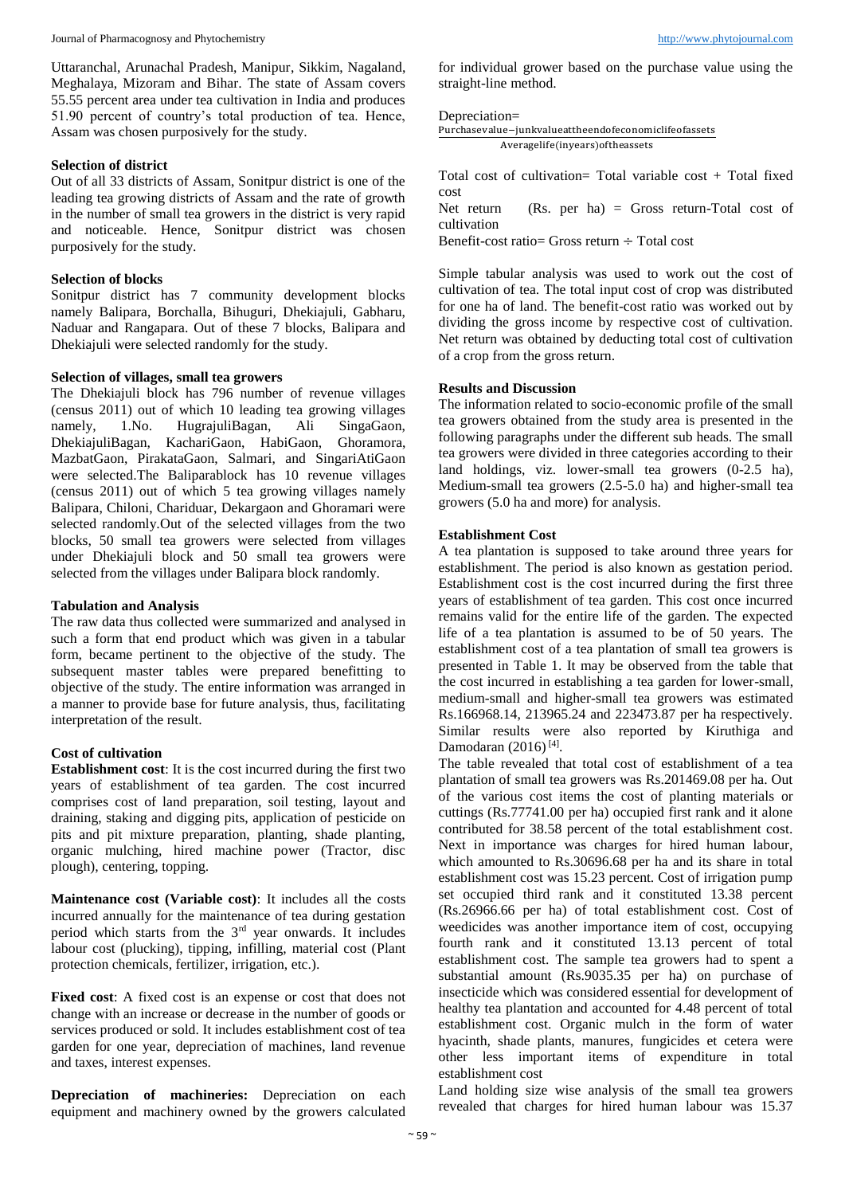Uttaranchal, Arunachal Pradesh, Manipur, Sikkim, Nagaland, Meghalaya, Mizoram and Bihar. The state of Assam covers 55.55 percent area under tea cultivation in India and produces 51.90 percent of country's total production of tea. Hence, Assam was chosen purposively for the study.

**Selection of district**

Out of all 33 districts of Assam, Sonitpur district is one of the leading tea growing districts of Assam and the rate of growth in the number of small tea growers in the district is very rapid and noticeable. Hence, Sonitpur district was chosen purposively for the study.

**Selection of blocks**

Sonitpur district has 7 community development blocks namely Balipara, Borchalla, Bihuguri, Dhekiajuli, Gabharu, Naduar and Rangapara. Out of these 7 blocks, Balipara and Dhekiajuli were selected randomly for the study.

**Selection of villages, small tea growers**

The Dhekiajuli block has 796 number of revenue villages (census 2011) out of which 10 leading tea growing villages namely, 1.No. HugrajuliBagan, Ali SingaGaon, DhekiajuliBagan, KachariGaon, HabiGaon, Ghoramora, MazbatGaon, PirakataGaon, Salmari, and SingariAtiGaon were selected.The Baliparablock has 10 revenue villages (census 2011) out of which 5 tea growing villages namely Balipara, Chiloni, Chariduar, Dekargaon and Ghoramari were selected randomly.Out of the selected villages from the two blocks, 50 small tea growers were selected from villages under Dhekiajuli block and 50 small tea growers were selected from the villages under Balipara block randomly.

**Tabulation and Analysis**

The raw data thus collected were summarized and analysed in such a form that end product which was given in a tabular form, became pertinent to the objective of the study. The subsequent master tables were prepared benefitting to objective of the study. The entire information was arranged in a manner to provide base for future analysis, thus, facilitating interpretation of the result.

**Cost of cultivation**

**Establishment cost**: It is the cost incurred during the first two years of establishment of tea garden. The cost incurred comprises cost of land preparation, soil testing, layout and draining, staking and digging pits, application of pesticide on pits and pit mixture preparation, planting, shade planting, organic mulching, hired machine power (Tractor, disc plough), centering, topping.

**Maintenance cost (Variable cost)**: It includes all the costs incurred annually for the maintenance of tea during gestation period which starts from the 3rd year onwards. It includes labour cost (plucking), tipping, infilling, material cost (Plant protection chemicals, fertilizer, irrigation, etc.).

**Fixed cost**: A fixed cost is an expense or cost that does not change with an increase or decrease in the number of goods or services produced or sold. It includes establishment cost of tea garden for one year, depreciation of machines, land revenue and taxes, interest expenses.

**Depreciation of machineries:** Depreciation on each equipment and machinery owned by the growers calculated for individual grower based on the purchase value using the straight-line method.

$$\text{Depreciation} = \frac{\text{Purchase value} - \text{junk value at the end of economic life of assets}}{\text{Average life (in years) of the assets}}$$

Total cost of cultivation= Total variable cost + Total fixed cost

Net return (Rs. per ha) = Gross return-Total cost of cultivation

Benefit-cost ratio= Gross return ÷ Total cost

Simple tabular analysis was used to work out the cost of cultivation of tea. The total input cost of crop was distributed for one ha of land. The benefit-cost ratio was worked out by dividing the gross income by respective cost of cultivation. Net return was obtained by deducting total cost of cultivation of a crop from the gross return.

## Results and Discussion

The information related to socio-economic profile of the small tea growers obtained from the study area is presented in the following paragraphs under the different sub heads. The small tea growers were divided in three categories according to their land holdings, viz. lower-small tea growers (0-2.5 ha), Medium-small tea growers (2.5-5.0 ha) and higher-small tea growers (5.0 ha and more) for analysis.

**Establishment Cost**

A tea plantation is supposed to take around three years for establishment. The period is also known as gestation period. Establishment cost is the cost incurred during the first three years of establishment of tea garden. This cost once incurred remains valid for the entire life of the garden. The expected life of a tea plantation is assumed to be of 50 years. The establishment cost of a tea plantation of small tea growers is presented in Table 1. It may be observed from the table that the cost incurred in establishing a tea garden for lower-small, medium-small and higher-small tea growers was estimated Rs.166968.14, 213965.24 and 223473.87 per ha respectively. Similar results were also reported by Kiruthiga and Damodaran (2016) [4].

The table revealed that total cost of establishment of a tea plantation of small tea growers was Rs.201469.08 per ha. Out of the various cost items the cost of planting materials or cuttings (Rs.77741.00 per ha) occupied first rank and it alone contributed for 38.58 percent of the total establishment cost. Next in importance was charges for hired human labour, which amounted to Rs.30696.68 per ha and its share in total establishment cost was 15.23 percent. Cost of irrigation pump set occupied third rank and it constituted 13.38 percent (Rs.26966.66 per ha) of total establishment cost. Cost of weedicides was another importance item of cost, occupying fourth rank and it constituted 13.13 percent of total establishment cost. The sample tea growers had to spent a substantial amount (Rs.9035.35 per ha) on purchase of insecticide which was considered essential for development of healthy tea plantation and accounted for 4.48 percent of total establishment cost. Organic mulch in the form of water hyacinth, shade plants, manures, fungicides et cetera were other less important items of expenditure in total establishment cost

Land holding size wise analysis of the small tea growers revealed that charges for hired human labour was 15.37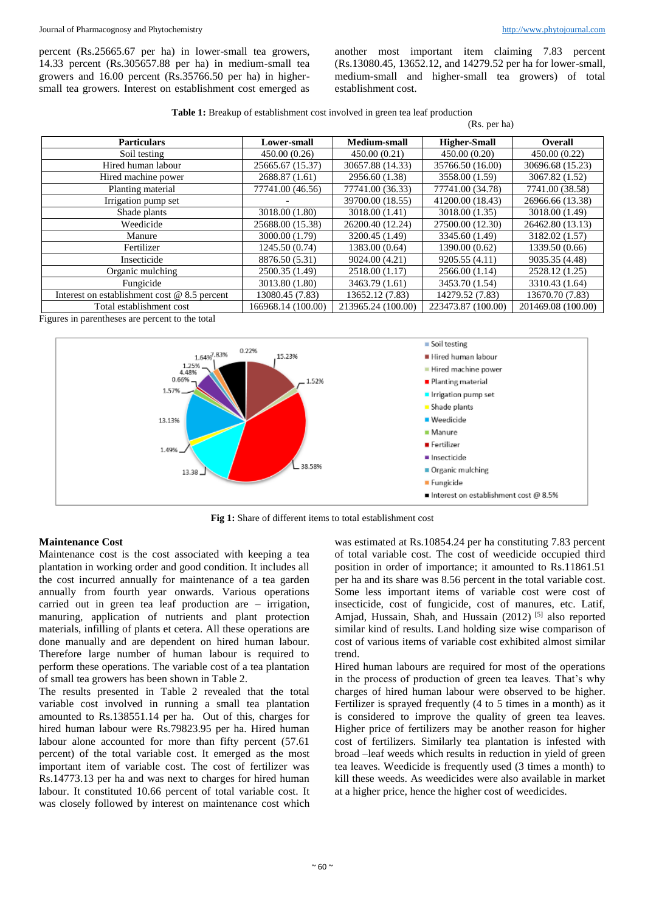percent (Rs.25665.67 per ha) in lower-small tea growers, 14.33 percent (Rs.305657.88 per ha) in medium-small tea growers and 16.00 percent (Rs.35766.50 per ha) in higher-small tea growers. Interest on establishment cost emerged as another most important item claiming 7.83 percent (Rs.13080.45, 13652.12, and 14279.52 per ha for lower-small, medium-small and higher-small tea growers) of total establishment cost.

**Table 1:** Breakup of establishment cost involved in green tea leaf production

(Rs. per ha)

| Particulars | Lower-small | Medium-small | Higher-Small | Overall |
|---|---|---|---|---|
| Soil testing | 450.00 (0.26) | 450.00 (0.21) | 450.00 (0.20) | 450.00 (0.22) |
| Hired human labour | 25665.67 (15.37) | 30657.88 (14.33) | 35766.50 (16.00) | 30696.68 (15.23) |
| Hired machine power | 2688.87 (1.61) | 2956.60 (1.38) | 3558.00 (1.59) | 3067.82 (1.52) |
| Planting material | 77741.00 (46.56) | 77741.00 (36.33) | 77741.00 (34.78) | 7741.00 (38.58) |
| Irrigation pump set | - | 39700.00 (18.55) | 41200.00 (18.43) | 26966.66 (13.38) |
| Shade plants | 3018.00 (1.80) | 3018.00 (1.41) | 3018.00 (1.35) | 3018.00 (1.49) |
| Weedicide | 25688.00 (15.38) | 26200.40 (12.24) | 27500.00 (12.30) | 26462.80 (13.13) |
| Manure | 3000.00 (1.79) | 3200.45 (1.49) | 3345.60 (1.49) | 3182.02 (1.57) |
| Fertilizer | 1245.50 (0.74) | 1383.00 (0.64) | 1390.00 (0.62) | 1339.50 (0.66) |
| Insecticide | 8876.50 (5.31) | 9024.00 (4.21) | 9205.55 (4.11) | 9035.35 (4.48) |
| Organic mulching | 2500.35 (1.49) | 2518.00 (1.17) | 2566.00 (1.14) | 2528.12 (1.25) |
| Fungicide | 3013.80 (1.80) | 3463.79 (1.61) | 3453.70 (1.54) | 3310.43 (1.64) |
| Interest on establishment cost @ 8.5 percent | 13080.45 (7.83) | 13652.12 (7.83) | 14279.52 (7.83) | 13670.70 (7.83) |
| Total establishment cost | 166968.14 (100.00) | 213965.24 (100.00) | 223473.87 (100.00) | 201469.08 (100.00) |

Figures in parentheses are percent to the total

**Fig 1:** Share of different items to total establishment cost

### Maintenance Cost

Maintenance cost is the cost associated with keeping a tea plantation in working order and good condition. It includes all the cost incurred annually for maintenance of a tea garden annually from fourth year onwards. Various operations carried out in green tea leaf production are – irrigation, manuring, application of nutrients and plant protection materials, infilling of plants et cetera. All these operations are done manually and are dependent on hired human labour. Therefore large number of human labour is required to perform these operations. The variable cost of a tea plantation of small tea growers has been shown in Table 2.

The results presented in Table 2 revealed that the total variable cost involved in running a small tea plantation amounted to Rs.138551.14 per ha. Out of this, charges for hired human labour were Rs.79823.95 per ha. Hired human labour alone accounted for more than fifty percent (57.61 percent) of the total variable cost. It emerged as the most important item of variable cost. The cost of fertilizer was Rs.14773.13 per ha and was next to charges for hired human labour. It constituted 10.66 percent of total variable cost. It was closely followed by interest on maintenance cost which was estimated at Rs.10854.24 per ha constituting 7.83 percent of total variable cost. The cost of weedicide occupied third position in order of importance; it amounted to Rs.11861.51 per ha and its share was 8.56 percent in the total variable cost. Some less important items of variable cost were cost of insecticide, cost of fungicide, cost of manures, etc. Latif, Amjad, Hussain, Shah, and Hussain (2012) [5] also reported similar kind of results. Land holding size wise comparison of cost of various items of variable cost exhibited almost similar trend.

Hired human labours are required for most of the operations in the process of production of green tea leaves. That's why charges of hired human labour were observed to be higher. Fertilizer is sprayed frequently (4 to 5 times in a month) as it is considered to improve the quality of green tea leaves. Higher price of fertilizers may be another reason for higher cost of fertilizers. Similarly tea plantation is infested with broad –leaf weeds which results in reduction in yield of green tea leaves. Weedicide is frequently used (3 times a month) to kill these weeds. As weedicides were also available in market at a higher price, hence the higher cost of weedicides.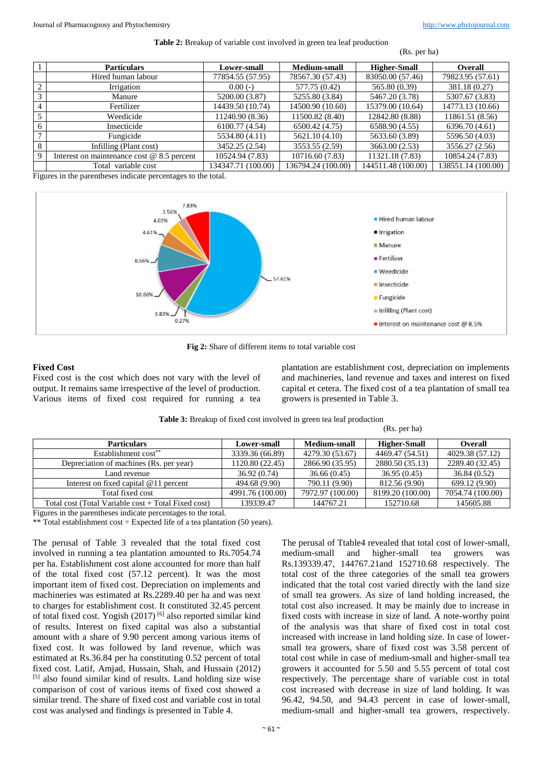**Table 2:** Breakup of variable cost involved in green tea leaf production

(Rs. per ha)

| | Particulars | Lower-small | Medium-small | Higher-Small | Overall |
|---|---|---|---|---|---|
| 1 | Hired human labour | 77854.55 (57.95) | 78567.30 (57.43) | 83050.00 (57.46) | 79823.95 (57.61) |
| 2 | Irrigation | 0.00 (-) | 577.75 (0.42) | 565.80 (0.39) | 381.18 (0.27) |
| 3 | Manure | 5200.00 (3.87) | 5255.80 (3.84) | 5467.20 (3.78) | 5307.67 (3.83) |
| 4 | Fertilizer | 14439.50 (10.74) | 14500.90 (10.60) | 15379.00 (10.64) | 14773.13 (10.66) |
| 5 | Weedicide | 11240.90 (8.36) | 11500.82 (8.40) | 12842.80 (8.88) | 11861.51 (8.56) |
| 6 | Insecticide | 6100.77 (4.54) | 6500.42 (4.75) | 6588.90 (4.55) | 6396.70 (4.61) |
| 7 | Fungicide | 5534.80 (4.11) | 5621.10 (4.10) | 5633.60 (3.89) | 5596.50 (4.03) |
| 8 | Infilling (Plant cost) | 3452.25 (2.54) | 3553.55 (2.59) | 3663.00 (2.53) | 3556.27 (2.56) |
| 9 | Interest on maintenance cost @ 8.5 percent | 10524.94 (7.83) | 10716.60 (7.83) | 11321.18 (7.83) | 10854.24 (7.83) |
| | Total variable cost | 134347.71 (100.00) | 136794.24 (100.00) | 144511.48 (100.00) | 138551.14 (100.00) |

Figures in the parentheses indicate percentages to the total.

**Fig 2:** Share of different items to total variable cost

### Fixed Cost

Fixed cost is the cost which does not vary with the level of output. It remains same irrespective of the level of production. Various items of fixed cost required for running a tea plantation are establishment cost, depreciation on implements and machineries, land revenue and taxes and interest on fixed capital et cetera. The fixed cost of a tea plantation of small tea growers is presented in Table 3.

**Table 3:** Breakup of fixed cost involved in green tea leaf production

(Rs. per ha)

| Particulars | Lower-small | Medium-small | Higher-Small | Overall |
|---|---|---|---|---|
| Establishment cost** | 3339.36 (66.89) | 4279.30 (53.67) | 4469.47 (54.51) | 4029.38 (57.12) |
| Depreciation of machines (Rs. per year) | 1120.80 (22.45) | 2866.90 (35.95) | 2880.50 (35.13) | 2289.40 (32.45) |
| Land revenue | 36.92 (0.74) | 36.66 (0.45) | 36.95 (0.45) | 36.84 (0.52) |
| Interest on fixed capital @11 percent | 494.68 (9.90) | 790.11 (9.90) | 812.56 (9.90) | 699.12 (9.90) |
| Total fixed cost | 4991.76 (100.00) | 7972.97 (100.00) | 8199.20 (100.00) | 7054.74 (100.00) |
| Total cost (Total Variable cost + Total Fixed cost) | 139339.47 | 144767.21 | 152710.68 | 145605.88 |

Figures in the parentheses indicate percentages to the total.

** Total establishment cost ÷ Expected life of a tea plantation (50 years).

The perusal of Table 3 revealed that the total fixed cost involved in running a tea plantation amounted to Rs.7054.74 per ha. Establishment cost alone accounted for more than half of the total fixed cost (57.12 percent). It was the most important item of fixed cost. Depreciation on implements and machineries was estimated at Rs.2289.40 per ha and was next to charges for establishment cost. It constituted 32.45 percent of total fixed cost. Yogish (2017) [6] also reported similar kind of results. Interest on fixed capital was also a substantial amount with a share of 9.90 percent among various items of fixed cost. It was followed by land revenue, which was estimated at Rs.36.84 per ha constituting 0.52 percent of total fixed cost. Latif, Amjad, Hussain, Shah, and Hussain (2012) [5] also found similar kind of results. Land holding size wise comparison of cost of various items of fixed cost showed a similar trend. The share of fixed cost and variable cost in total cost was analysed and findings is presented in Table 4.

The perusal of Ttable4 revealed that total cost of lower-small, medium-small and higher-small tea growers was Rs.139339.47, 144767.21and 152710.68 respectively. The total cost of the three categories of the small tea growers indicated that the total cost varied directly with the land size of small tea growers. As size of land holding increased, the total cost also increased. It may be mainly due to increase in fixed costs with increase in size of land. A note-worthy point of the analysis was that share of fixed cost in total cost increased with increase in land holding size. In case of lower-small tea growers, share of fixed cost was 3.58 percent of total cost while in case of medium-small and higher-small tea growers it accounted for 5.50 and 5.55 percent of total cost respectively. The percentage share of variable cost in total cost increased with decrease in size of land holding. It was 96.42, 94.50, and 94.43 percent in case of lower-small, medium-small and higher-small tea growers, respectively.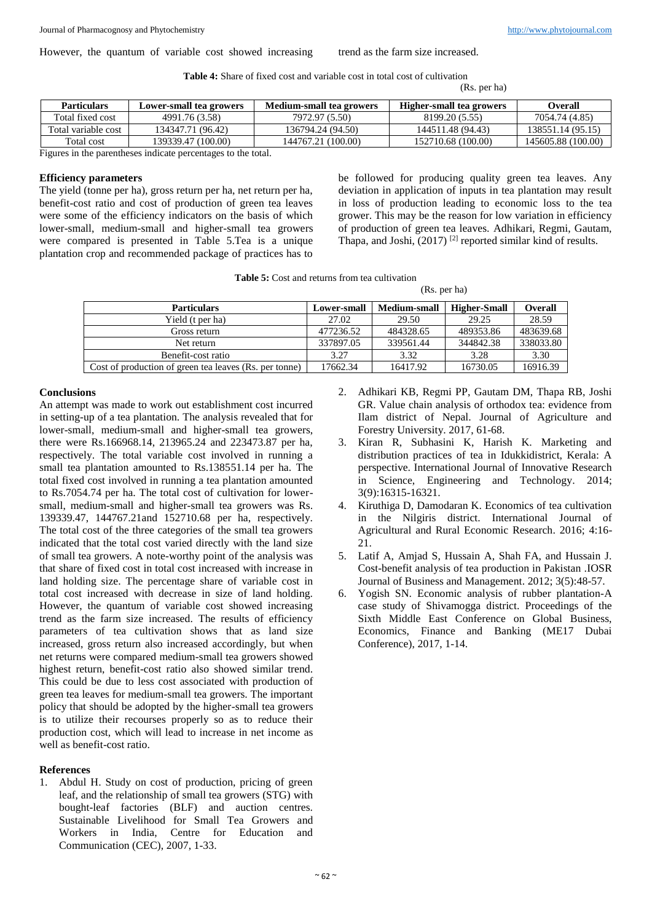However, the quantum of variable cost showed increasing trend as the farm size increased.

**Table 4:** Share of fixed cost and variable cost in total cost of cultivation

(Rs. per ha)

| Particulars | Lower-small tea growers | Medium-small tea growers | Higher-small tea growers | Overall |
|---|---|---|---|---|
| Total fixed cost | 4991.76 (3.58) | 7972.97 (5.50) | 8199.20 (5.55) | 7054.74 (4.85) |
| Total variable cost | 134347.71 (96.42) | 136794.24 (94.50) | 144511.48 (94.43) | 138551.14 (95.15) |
| Total cost | 139339.47 (100.00) | 144767.21 (100.00) | 152710.68 (100.00) | 145605.88 (100.00) |

Figures in the parentheses indicate percentages to the total.

### Efficiency parameters

The yield (tonne per ha), gross return per ha, net return per ha, benefit-cost ratio and cost of production of green tea leaves were some of the efficiency indicators on the basis of which lower-small, medium-small and higher-small tea growers were compared is presented in Table 5.Tea is a unique plantation crop and recommended package of practices has to be followed for producing quality green tea leaves. Any deviation in application of inputs in tea plantation may result in loss of production leading to economic loss to the tea grower. This may be the reason for low variation in efficiency of production of green tea leaves. Adhikari, Regmi, Gautam, Thapa, and Joshi, (2017) [2] reported similar kind of results.

**Table 5:** Cost and returns from tea cultivation

(Rs. per ha)

| Particulars | Lower-small | Medium-small | Higher-Small | Overall |
|---|---|---|---|---|
| Yield (t per ha) | 27.02 | 29.50 | 29.25 | 28.59 |
| Gross return | 477236.52 | 484328.65 | 489353.86 | 483639.68 |
| Net return | 337897.05 | 339561.44 | 344842.38 | 338033.80 |
| Benefit-cost ratio | 3.27 | 3.32 | 3.28 | 3.30 |
| Cost of production of green tea leaves (Rs. per tonne) | 17662.34 | 16417.92 | 16730.05 | 16916.39 |

### Conclusions

An attempt was made to work out establishment cost incurred in setting-up of a tea plantation. The analysis revealed that for lower-small, medium-small and higher-small tea growers, there were Rs.166968.14, 213965.24 and 223473.87 per ha, respectively. The total variable cost involved in running a small tea plantation amounted to Rs.138551.14 per ha. The total fixed cost involved in running a tea plantation amounted to Rs.7054.74 per ha. The total cost of cultivation for lower-small, medium-small and higher-small tea growers was Rs. 139339.47, 144767.21and 152710.68 per ha, respectively. The total cost of the three categories of the small tea growers indicated that the total cost varied directly with the land size of small tea growers. A note-worthy point of the analysis was that share of fixed cost in total cost increased with increase in land holding size. The percentage share of variable cost in total cost increased with decrease in size of land holding. However, the quantum of variable cost showed increasing trend as the farm size increased. The results of efficiency parameters of tea cultivation shows that as land size increased, gross return also increased accordingly, but when net returns were compared medium-small tea growers showed highest return, benefit-cost ratio also showed similar trend. This could be due to less cost associated with production of green tea leaves for medium-small tea growers. The important policy that should be adopted by the higher-small tea growers is to utilize their recourses properly so as to reduce their production cost, which will lead to increase in net income as well as benefit-cost ratio.

### References

1. Abdul H. Study on cost of production, pricing of green leaf, and the relationship of small tea growers (STG) with bought-leaf factories (BLF) and auction centres. Sustainable Livelihood for Small Tea Growers and Workers in India, Centre for Education and Communication (CEC), 2007, 1-33.
2. Adhikari KB, Regmi PP, Gautam DM, Thapa RB, Joshi GR. Value chain analysis of orthodox tea: evidence from Ilam district of Nepal. Journal of Agriculture and Forestry University. 2017, 61-68.
3. Kiran R, Subhasini K, Harish K. Marketing and distribution practices of tea in Idukkidistrict, Kerala: A perspective. International Journal of Innovative Research in Science, Engineering and Technology. 2014; 3(9):16315-16321.
4. Kiruthiga D, Damodaran K. Economics of tea cultivation in the Nilgiris district. International Journal of Agricultural and Rural Economic Research. 2016; 4:16-21.
5. Latif A, Amjad S, Hussain A, Shah FA, and Hussain J. Cost-benefit analysis of tea production in Pakistan .IOSR Journal of Business and Management. 2012; 3(5):48-57.
6. Yogish SN. Economic analysis of rubber plantation-A case study of Shivamogga district. Proceedings of the Sixth Middle East Conference on Global Business, Economics, Finance and Banking (ME17 Dubai Conference), 2017, 1-14.